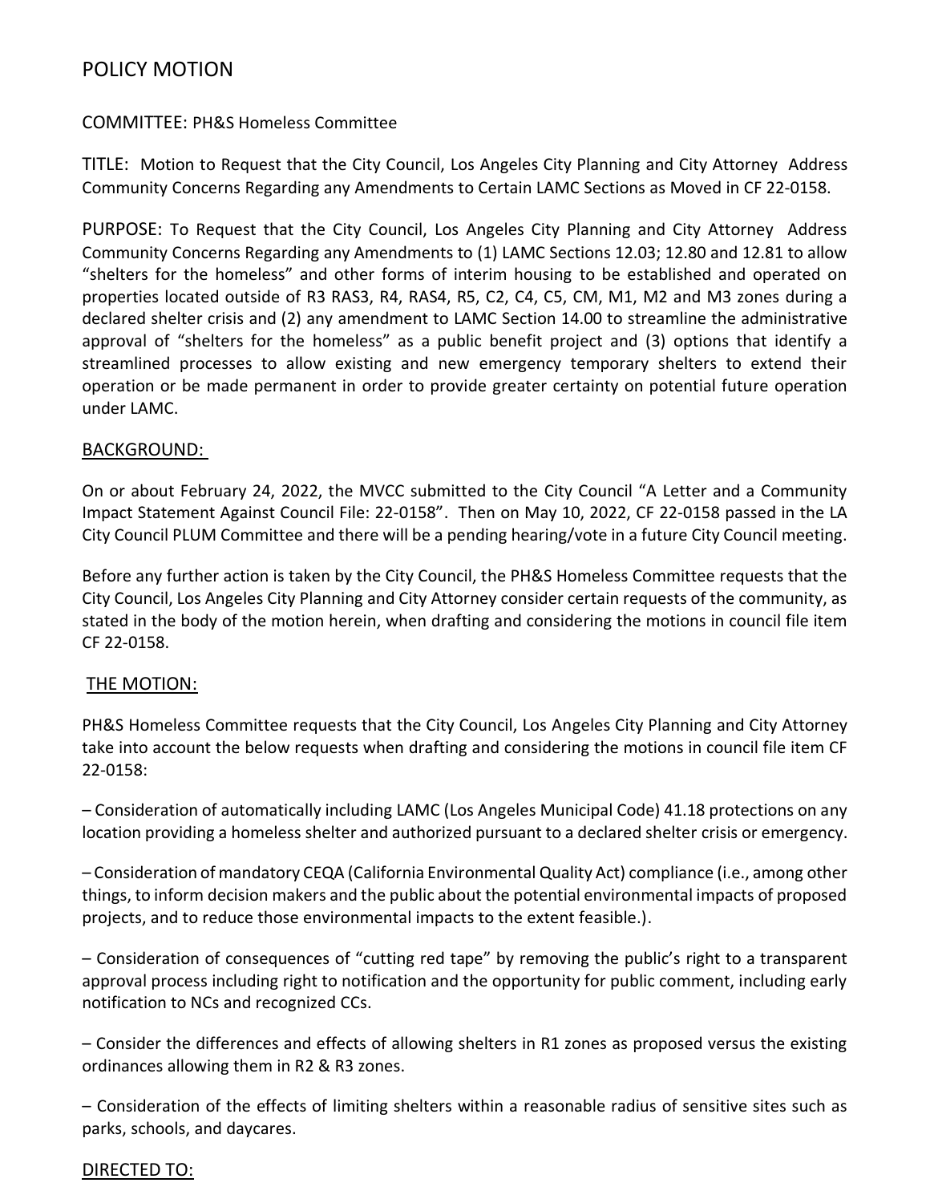# POLICY MOTION

COMMITTEE: PH&S Homeless Committee

TITLE: Motion to Request that the City Council, Los Angeles City Planning and City Attorney Address Community Concerns Regarding any Amendments to Certain LAMC Sections as Moved in CF 22-0158.

PURPOSE: To Request that the City Council, Los Angeles City Planning and City Attorney Address Community Concerns Regarding any Amendments to (1) LAMC Sections 12.03; 12.80 and 12.81 to allow "shelters for the homeless" and other forms of interim housing to be established and operated on properties located outside of R3 RAS3, R4, RAS4, R5, C2, C4, C5, CM, M1, M2 and M3 zones during a declared shelter crisis and (2) any amendment to LAMC Section 14.00 to streamline the administrative approval of "shelters for the homeless" as a public benefit project and (3) options that identify a streamlined processes to allow existing and new emergency temporary shelters to extend their operation or be made permanent in order to provide greater certainty on potential future operation under LAMC.

## BACKGROUND:

On or about February 24, 2022, the MVCC submitted to the City Council "A Letter and a Community Impact Statement Against Council File: 22-0158". Then on May 10, 2022, CF 22-0158 passed in the LA City Council PLUM Committee and there will be a pending hearing/vote in a future City Council meeting.

Before any further action is taken by the City Council, the PH&S Homeless Committee requests that the City Council, Los Angeles City Planning and City Attorney consider certain requests of the community, as stated in the body of the motion herein, when drafting and considering the motions in council file item CF 22-0158.

## THE MOTION:

PH&S Homeless Committee requests that the City Council, Los Angeles City Planning and City Attorney take into account the below requests when drafting and considering the motions in council file item CF 22-0158:

– Consideration of automatically including LAMC (Los Angeles Municipal Code) 41.18 protections on any location providing a homeless shelter and authorized pursuant to a declared shelter crisis or emergency.

– Consideration of mandatory CEQA (California Environmental Quality Act) compliance (i.e., among other things, to inform decision makers and the public about the potential environmental impacts of proposed projects, and to reduce those environmental impacts to the extent feasible.).

– Consideration of consequences of "cutting red tape" by removing the public's right to a transparent approval process including right to notification and the opportunity for public comment, including early notification to NCs and recognized CCs.

– Consider the differences and effects of allowing shelters in R1 zones as proposed versus the existing ordinances allowing them in R2 & R3 zones.

– Consideration of the effects of limiting shelters within a reasonable radius of sensitive sites such as parks, schools, and daycares.

## DIRECTED TO: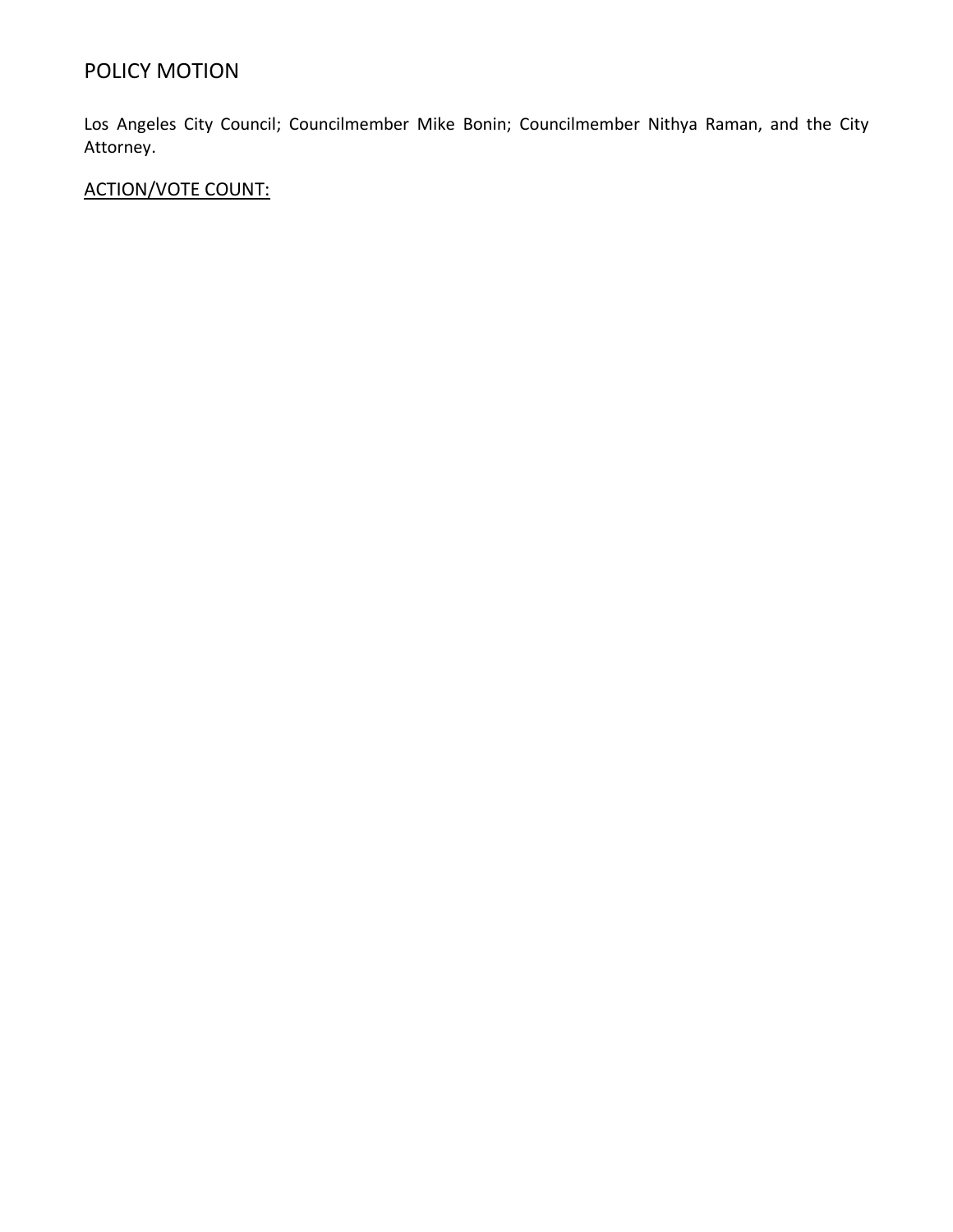## POLICY MOTION

Los Angeles City Council; Councilmember Mike Bonin; Councilmember Nithya Raman, and the City Attorney.

<u>ACTION/VOTE COUNT:</u>